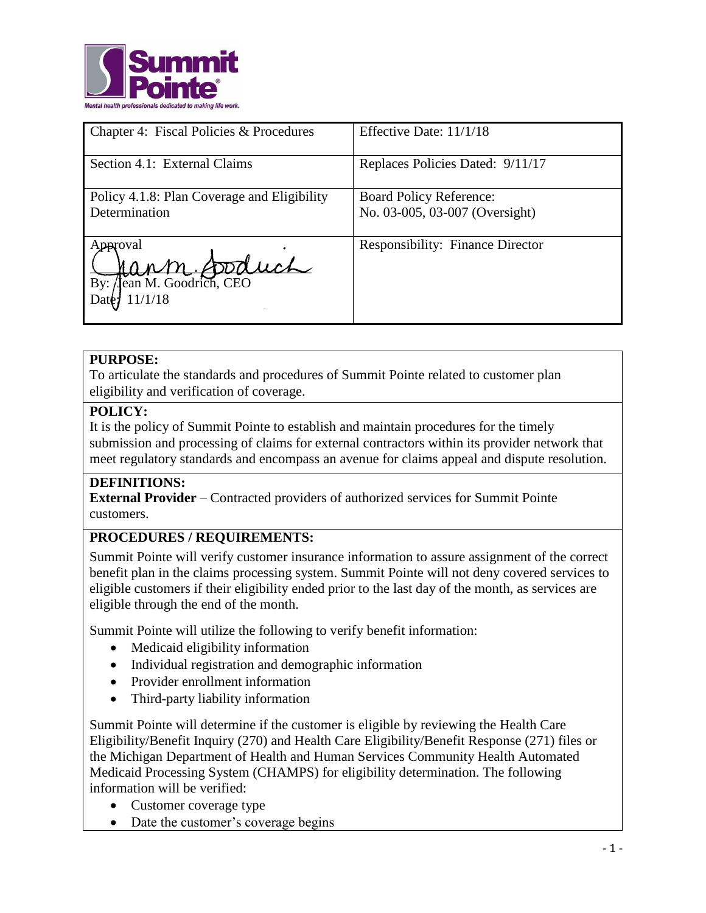Summit Pointe®

Mental health professionals dedicated to making life work.

| Chapter 4: Fiscal Policies & Procedures | Effective Date: 11/1/18 |
|---|---|
| Section 4.1: External Claims | Replaces Policies Dated: 9/11/17 |
| Policy 4.1.8: Plan Coverage and Eligibility Determination | Board Policy Reference: No. 03-005, 03-007 (Oversight) |
| Approval<br>By: Jean M. Goodrich, CEO<br>Date: 11/1/18 | Responsibility: Finance Director |

**PURPOSE:**

To articulate the standards and procedures of Summit Pointe related to customer plan eligibility and verification of coverage.

**POLICY:**

It is the policy of Summit Pointe to establish and maintain procedures for the timely submission and processing of claims for external contractors within its provider network that meet regulatory standards and encompass an avenue for claims appeal and dispute resolution.

**DEFINITIONS:**

**External Provider** – Contracted providers of authorized services for Summit Pointe customers.

**PROCEDURES / REQUIREMENTS:**

Summit Pointe will verify customer insurance information to assure assignment of the correct benefit plan in the claims processing system. Summit Pointe will not deny covered services to eligible customers if their eligibility ended prior to the last day of the month, as services are eligible through the end of the month.

Summit Pointe will utilize the following to verify benefit information:

- Medicaid eligibility information
- Individual registration and demographic information
- Provider enrollment information
- Third-party liability information

Summit Pointe will determine if the customer is eligible by reviewing the Health Care Eligibility/Benefit Inquiry (270) and Health Care Eligibility/Benefit Response (271) files or the Michigan Department of Health and Human Services Community Health Automated Medicaid Processing System (CHAMPS) for eligibility determination. The following information will be verified:

- Customer coverage type
- Date the customer's coverage begins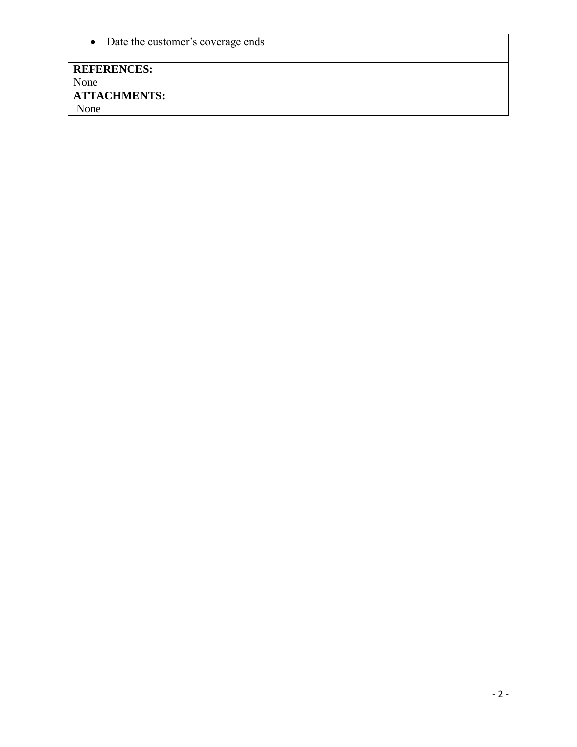- Date the customer's coverage ends

**REFERENCES:**

None

**ATTACHMENTS:**

None